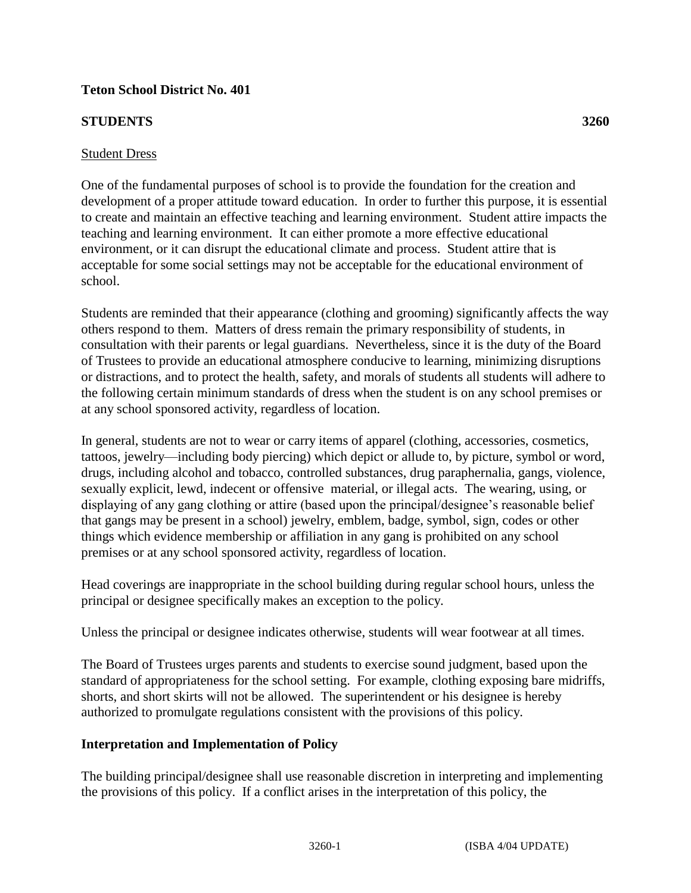**Teton School District No. 401**

**STUDENTS 3260**

Student Dress

One of the fundamental purposes of school is to provide the foundation for the creation and development of a proper attitude toward education. In order to further this purpose, it is essential to create and maintain an effective teaching and learning environment. Student attire impacts the teaching and learning environment. It can either promote a more effective educational environment, or it can disrupt the educational climate and process. Student attire that is acceptable for some social settings may not be acceptable for the educational environment of school.

Students are reminded that their appearance (clothing and grooming) significantly affects the way others respond to them. Matters of dress remain the primary responsibility of students, in consultation with their parents or legal guardians. Nevertheless, since it is the duty of the Board of Trustees to provide an educational atmosphere conducive to learning, minimizing disruptions or distractions, and to protect the health, safety, and morals of students all students will adhere to the following certain minimum standards of dress when the student is on any school premises or at any school sponsored activity, regardless of location.

In general, students are not to wear or carry items of apparel (clothing, accessories, cosmetics, tattoos, jewelry—including body piercing) which depict or allude to, by picture, symbol or word, drugs, including alcohol and tobacco, controlled substances, drug paraphernalia, gangs, violence, sexually explicit, lewd, indecent or offensive material, or illegal acts. The wearing, using, or displaying of any gang clothing or attire (based upon the principal/designee's reasonable belief that gangs may be present in a school) jewelry, emblem, badge, symbol, sign, codes or other things which evidence membership or affiliation in any gang is prohibited on any school premises or at any school sponsored activity, regardless of location.

Head coverings are inappropriate in the school building during regular school hours, unless the principal or designee specifically makes an exception to the policy.

Unless the principal or designee indicates otherwise, students will wear footwear at all times.

The Board of Trustees urges parents and students to exercise sound judgment, based upon the standard of appropriateness for the school setting. For example, clothing exposing bare midriffs, shorts, and short skirts will not be allowed. The superintendent or his designee is hereby authorized to promulgate regulations consistent with the provisions of this policy.

**Interpretation and Implementation of Policy**

The building principal/designee shall use reasonable discretion in interpreting and implementing the provisions of this policy. If a conflict arises in the interpretation of this policy, the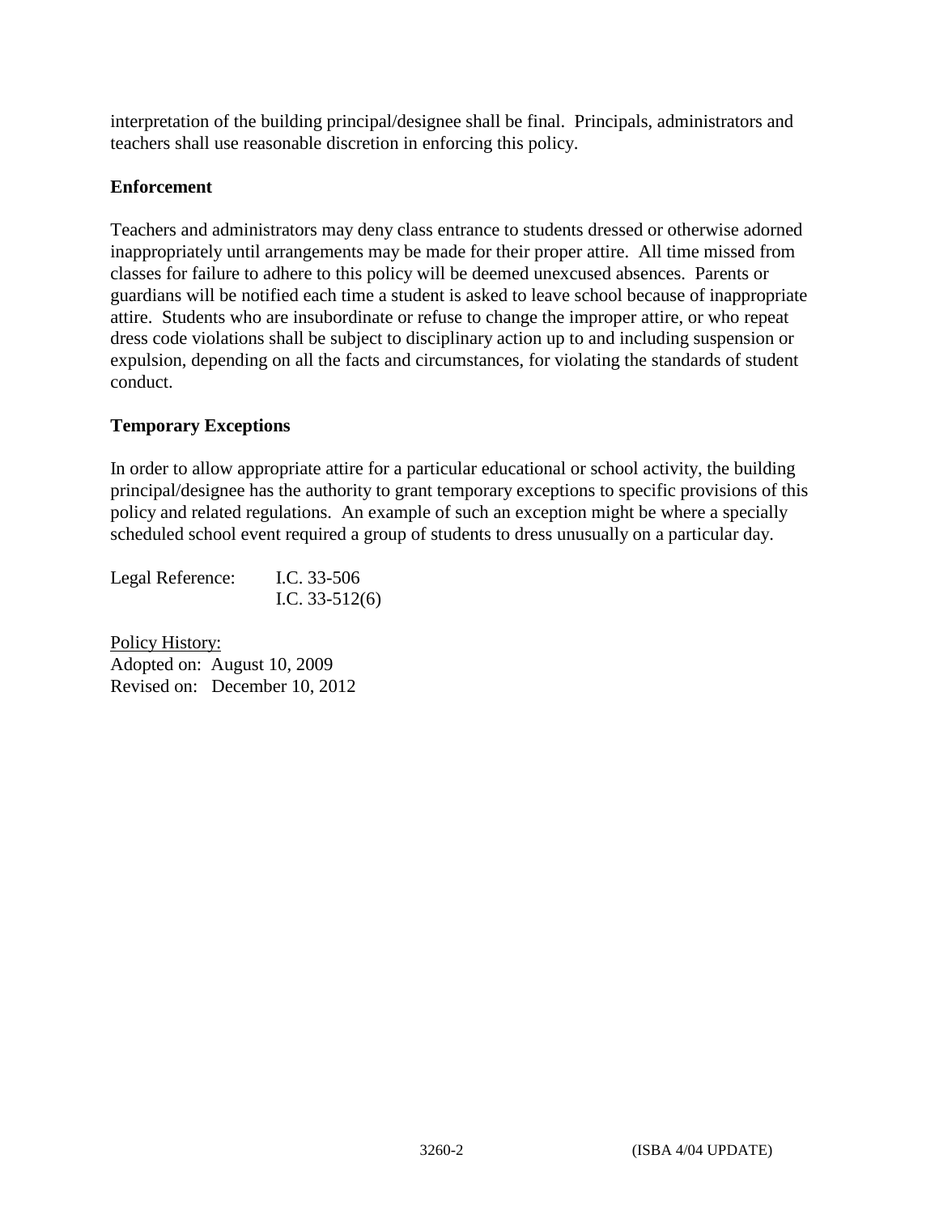interpretation of the building principal/designee shall be final. Principals, administrators and teachers shall use reasonable discretion in enforcing this policy.

**Enforcement**

Teachers and administrators may deny class entrance to students dressed or otherwise adorned inappropriately until arrangements may be made for their proper attire. All time missed from classes for failure to adhere to this policy will be deemed unexcused absences. Parents or guardians will be notified each time a student is asked to leave school because of inappropriate attire. Students who are insubordinate or refuse to change the improper attire, or who repeat dress code violations shall be subject to disciplinary action up to and including suspension or expulsion, depending on all the facts and circumstances, for violating the standards of student conduct.

**Temporary Exceptions**

In order to allow appropriate attire for a particular educational or school activity, the building principal/designee has the authority to grant temporary exceptions to specific provisions of this policy and related regulations. An example of such an exception might be where a specially scheduled school event required a group of students to dress unusually on a particular day.

Legal Reference: I.C. 33-506
I.C. 33-512(6)

Policy History:
Adopted on: August 10, 2009
Revised on: December 10, 2012